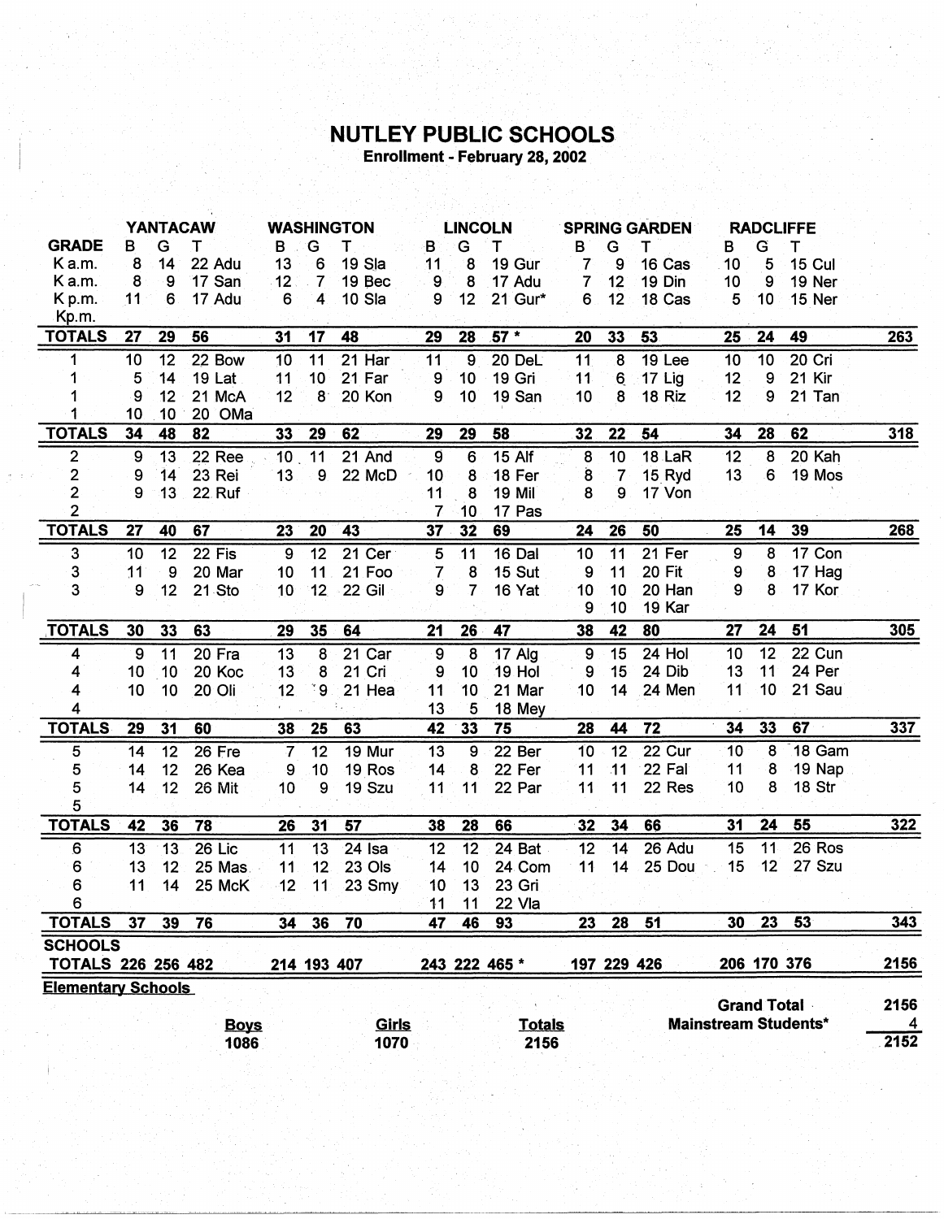# NUTLEY PUBLIC SCHOOLS

**Enrollment - February 28, 2002**

| | YANTACAW | | | | WASHINGTON | | | | LINCOLN | | | | SPRING GARDEN | | | | RADCLIFFE | | | | |
|---|---|---|---|---|---|---|---|---|---|---|---|---|---|---|---|---|---|---|---|---|---|
| **GRADE** | B | G | T | | B | G | T | | B | G | T | | B | G | T | | B | G | T | | |
| K a.m. | 8 | 14 | 22 | Adu | 13 | 6 | 19 | Sla | 11 | 8 | 19 | Gur | 7 | 9 | 16 | Cas | 10 | 5 | 15 | Cul | |
| K a.m. | 8 | 9 | 17 | San | 12 | 7 | 19 | Bec | 9 | 8 | 17 | Adu | 7 | 12 | 19 | Din | 10 | 9 | 19 | Ner | |
| K p.m. | 11 | 6 | 17 | Adu | 6 | 4 | 10 | Sla | 9 | 12 | 21 | Gur* | 6 | 12 | 18 | Cas | 5 | 10 | 15 | Ner | |
| Kp.m. | | | | | | | | | | | | | | | | | | | | | |
| **TOTALS** | **27** | **29** | **56** | | **31** | **17** | **48** | | **29** | **28** | **57 \*** | | **20** | **33** | **53** | | **25** | **24** | **49** | | **263** |
| 1 | 10 | 12 | 22 | Bow | 10 | 11 | 21 | Har | 11 | 9 | 20 | DeL | 11 | 8 | 19 | Lee | 10 | 10 | 20 | Cri | |
| 1 | 5 | 14 | 19 | Lat | 11 | 10 | 21 | Far | 9 | 10 | 19 | Gri | 11 | 6 | 17 | Lig | 12 | 9 | 21 | Kir | |
| 1 | 9 | 12 | 21 | McA | 12 | 8 | 20 | Kon | 9 | 10 | 19 | San | 10 | 8 | 18 | Riz | 12 | 9 | 21 | Tan | |
| 1 | 10 | 10 | 20 | OMa | | | | | | | | | | | | | | | | | |
| **TOTALS** | **34** | **48** | **82** | | **33** | **29** | **62** | | **29** | **29** | **58** | | **32** | **22** | **54** | | **34** | **28** | **62** | | **318** |
| 2 | 9 | 13 | 22 | Ree | 10 | 11 | 21 | And | 9 | 6 | 15 | Alf | 8 | 10 | 18 | LaR | 12 | 8 | 20 | Kah | |
| 2 | 9 | 14 | 23 | Rei | 13 | 9 | 22 | McD | 10 | 8 | 18 | Fer | 8 | 7 | 15 | Ryd | 13 | 6 | 19 | Mos | |
| 2 | 9 | 13 | 22 | Ruf | | | | | 11 | 8 | 19 | Mil | 8 | 9 | 17 | Von | | | | | |
| 2 | | | | | | | | | 7 | 10 | 17 | Pas | | | | | | | | | |
| **TOTALS** | **27** | **40** | **67** | | **23** | **20** | **43** | | **37** | **32** | **69** | | **24** | **26** | **50** | | **25** | **14** | **39** | | **268** |
| 3 | 10 | 12 | 22 | Fis | 9 | 12 | 21 | Cer | 5 | 11 | 16 | Dal | 10 | 11 | 21 | Fer | 9 | 8 | 17 | Con | |
| 3 | 11 | 9 | 20 | Mar | 10 | 11 | 21 | Foo | 7 | 8 | 15 | Sut | 9 | 11 | 20 | Fit | 9 | 8 | 17 | Hag | |
| 3 | 9 | 12 | 21 | Sto | 10 | 12 | 22 | Gil | 9 | 7 | 16 | Yat | 10 | 10 | 20 | Han | 9 | 8 | 17 | Kor | |
| | | | | | | | | | | | | | 9 | 10 | 19 | Kar | | | | | |
| **TOTALS** | **30** | **33** | **63** | | **29** | **35** | **64** | | **21** | **26** | **47** | | **38** | **42** | **80** | | **27** | **24** | **51** | | **305** |
| 4 | 9 | 11 | 20 | Fra | 13 | 8 | 21 | Car | 9 | 8 | 17 | Alg | 9 | 15 | 24 | Hol | 10 | 12 | 22 | Cun | |
| 4 | 10 | 10 | 20 | Koc | 13 | 8 | 21 | Cri | 9 | 10 | 19 | Hol | 9 | 15 | 24 | Dib | 13 | 11 | 24 | Per | |
| 4 | 10 | 10 | 20 | Oli | 12 | 9 | 21 | Hea | 11 | 10 | 21 | Mar | 10 | 14 | 24 | Men | 11 | 10 | 21 | Sau | |
| 4 | | | | | | | | | 13 | 5 | 18 | Mey | | | | | | | | | |
| **TOTALS** | **29** | **31** | **60** | | **38** | **25** | **63** | | **42** | **33** | **75** | | **28** | **44** | **72** | | **34** | **33** | **67** | | **337** |
| 5 | 14 | 12 | 26 | Fre | 7 | 12 | 19 | Mur | 13 | 9 | 22 | Ber | 10 | 12 | 22 | Cur | 10 | 8 | 18 | Gam | |
| 5 | 14 | 12 | 26 | Kea | 9 | 10 | 19 | Ros | 14 | 8 | 22 | Fer | 11 | 11 | 22 | Fal | 11 | 8 | 19 | Nap | |
| 5 | 14 | 12 | 26 | Mit | 10 | 9 | 19 | Szu | 11 | 11 | 22 | Par | 11 | 11 | 22 | Res | 10 | 8 | 18 | Str | |
| 5 | | | | | | | | | | | | | | | | | | | | | |
| **TOTALS** | **42** | **36** | **78** | | **26** | **31** | **57** | | **38** | **28** | **66** | | **32** | **34** | **66** | | **31** | **24** | **55** | | **322** |
| 6 | 13 | 13 | 26 | Lic | 11 | 13 | 24 | Isa | 12 | 12 | 24 | Bat | 12 | 14 | 26 | Adu | 15 | 11 | 26 | Ros | |
| 6 | 13 | 12 | 25 | Mas | 11 | 12 | 23 | Ols | 14 | 10 | 24 | Com | 11 | 14 | 25 | Dou | 15 | 12 | 27 | Szu | |
| 6 | 11 | 14 | 25 | McK | 12 | 11 | 23 | Smy | 10 | 13 | 23 | Gri | | | | | | | | | |
| 6 | | | | | | | | | 11 | 11 | 22 | Vla | | | | | | | | | |
| **TOTALS** | **37** | **39** | **76** | | **34** | **36** | **70** | | **47** | **46** | **93** | | **23** | **28** | **51** | | **30** | **23** | **53** | | **343** |
| **SCHOOLS TOTALS** | **226** | **256** | **482** | | **214** | **193** | **407** | | **243** | **222** | **465 \*** | | **197** | **229** | **426** | | **206** | **170** | **376** | | **2156** |

**Elementary Schools**

| Boys | Girls | Totals |
|---|---|---|
| 1086 | 1070 | 2156 |

| | |
|---|---|
| **Grand Total** | **2156** |
| **Mainstream Students*** | **4** |
| | **2152** |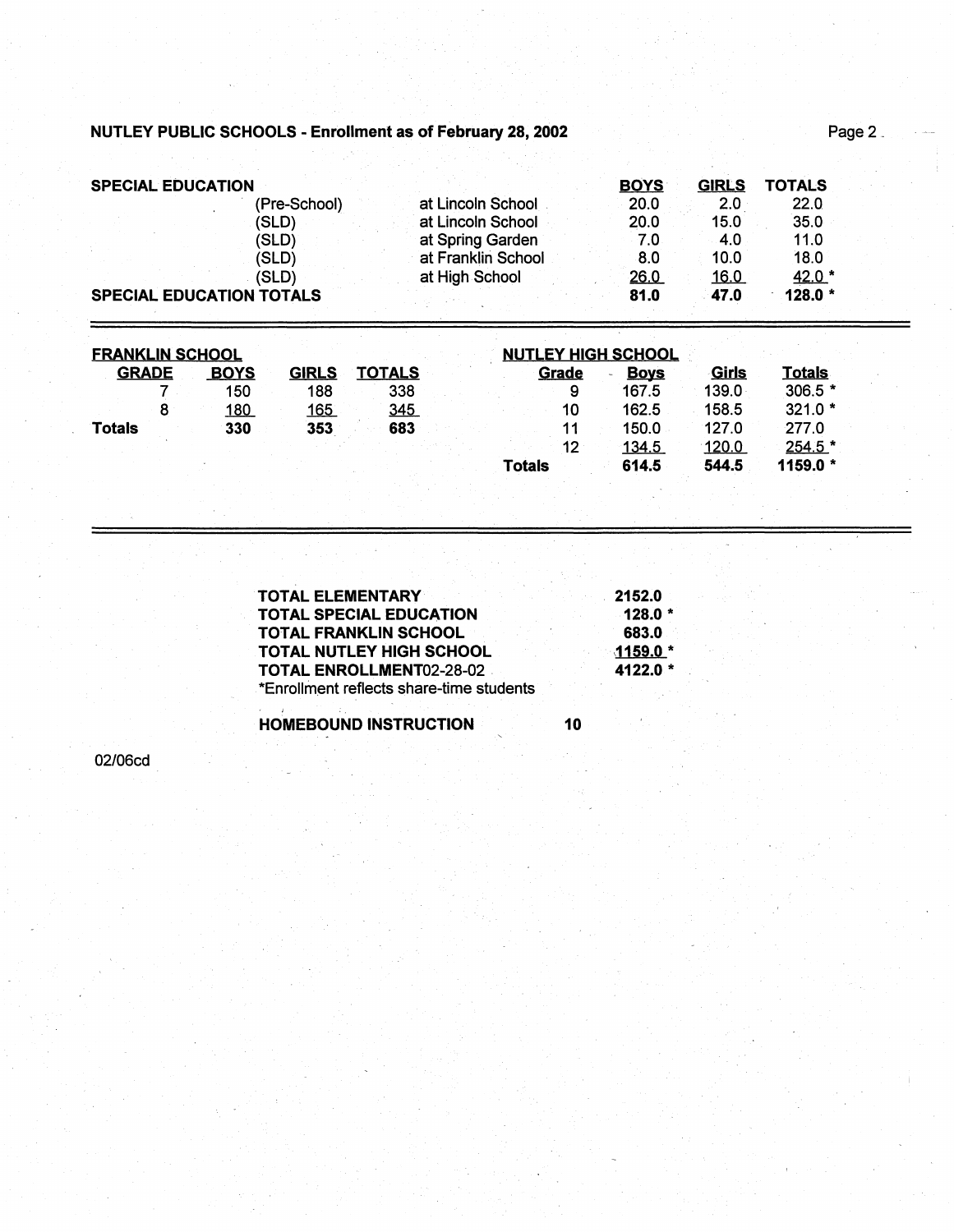## NUTLEY PUBLIC SCHOOLS - Enrollment as of February 28, 2002

| SPECIAL EDUCATION | | BOYS | GIRLS | TOTALS |
|---|---|---|---|---|
| (Pre-School) | at Lincoln School | 20.0 | 2.0 | 22.0 |
| (SLD) | at Lincoln School | 20.0 | 15.0 | 35.0 |
| (SLD) | at Spring Garden | 7.0 | 4.0 | 11.0 |
| (SLD) | at Franklin School | 8.0 | 10.0 | 18.0 |
| (SLD) | at High School | 26.0 | 16.0 | 42.0 * |
| **SPECIAL EDUCATION TOTALS** | | **81.0** | **47.0** | **128.0 *** |

**FRANKLIN SCHOOL**

| GRADE | BOYS | GIRLS | TOTALS |
|---|---|---|---|
| 7 | 150 | 188 | 338 |
| 8 | 180 | 165 | 345 |
| **Totals** | **330** | **353** | **683** |

**NUTLEY HIGH SCHOOL**

| Grade | Boys | Girls | Totals |
|---|---|---|---|
| 9 | 167.5 | 139.0 | 306.5 * |
| 10 | 162.5 | 158.5 | 321.0 * |
| 11 | 150.0 | 127.0 | 277.0 |
| 12 | 134.5 | 120.0 | 254.5 * |
| **Totals** | **614.5** | **544.5** | **1159.0 *** |

| | |
|---|---|
| **TOTAL ELEMENTARY** | **2152.0** |
| **TOTAL SPECIAL EDUCATION** | **128.0 *** |
| **TOTAL FRANKLIN SCHOOL** | **683.0** |
| **TOTAL NUTLEY HIGH SCHOOL** | **1159.0 *** |
| **TOTAL ENROLLMENT**02-28-02 | **4122.0 *** |

*Enrollment reflects share-time students

**HOMEBOUND INSTRUCTION** **10**

02/06cd